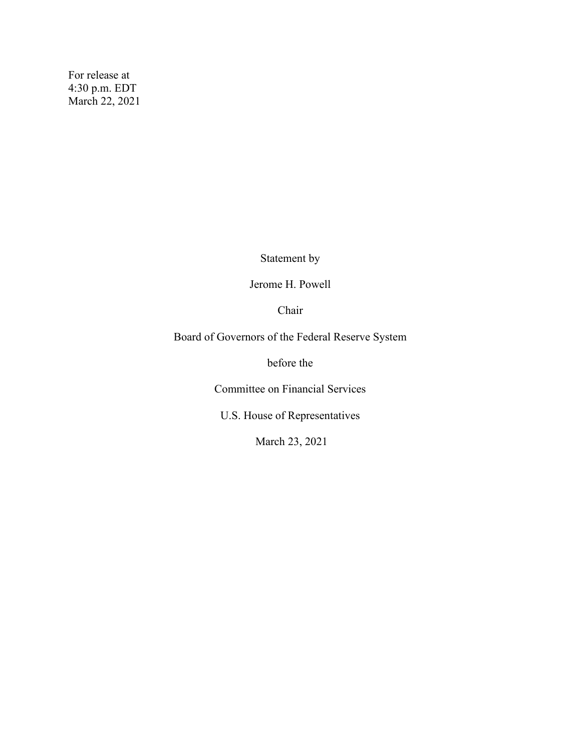For release at
4:30 p.m. EDT
March 22, 2021

Statement by

Jerome H. Powell

Chair

Board of Governors of the Federal Reserve System

before the

Committee on Financial Services

U.S. House of Representatives

March 23, 2021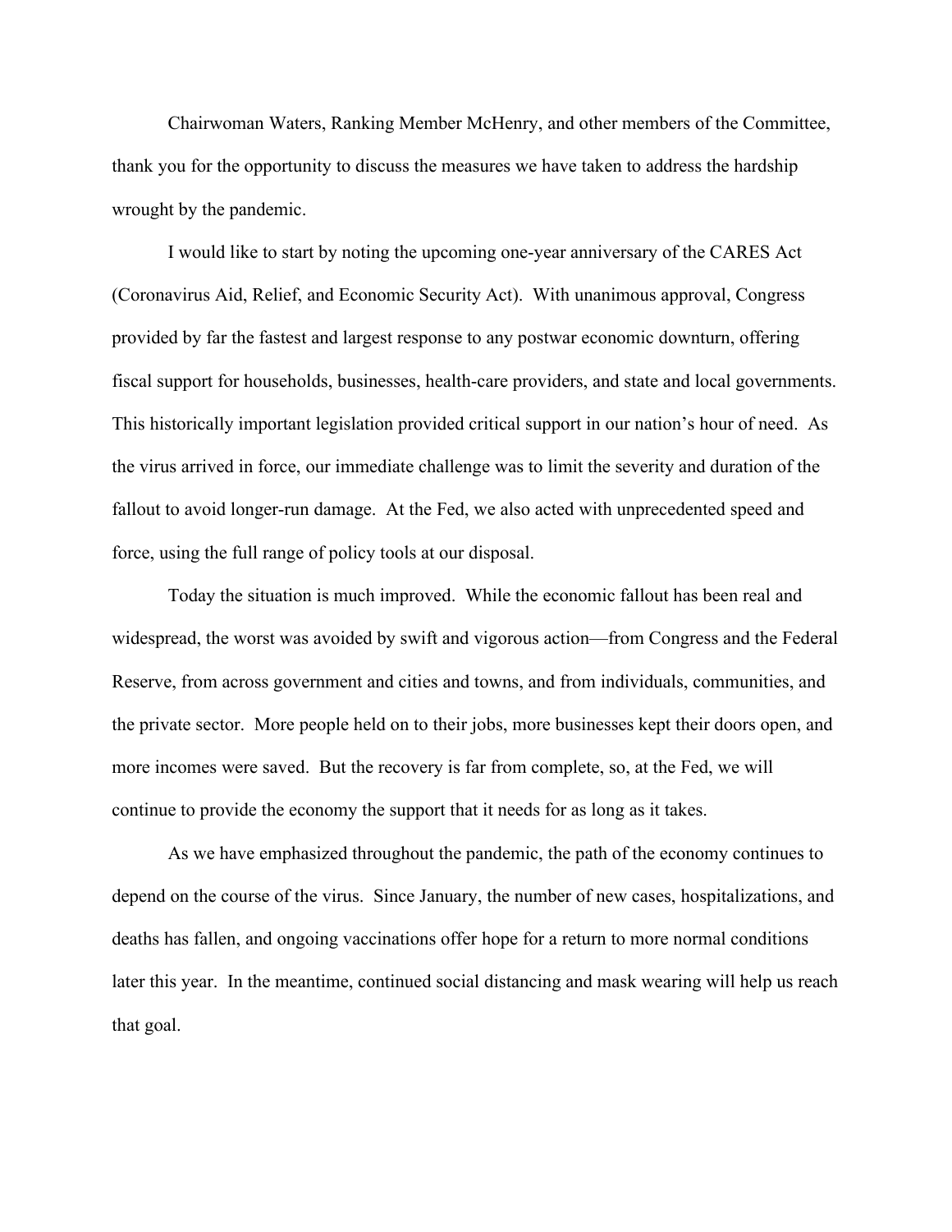Chairwoman Waters, Ranking Member McHenry, and other members of the Committee, thank you for the opportunity to discuss the measures we have taken to address the hardship wrought by the pandemic.

I would like to start by noting the upcoming one-year anniversary of the CARES Act (Coronavirus Aid, Relief, and Economic Security Act). With unanimous approval, Congress provided by far the fastest and largest response to any postwar economic downturn, offering fiscal support for households, businesses, health-care providers, and state and local governments. This historically important legislation provided critical support in our nation's hour of need. As the virus arrived in force, our immediate challenge was to limit the severity and duration of the fallout to avoid longer-run damage. At the Fed, we also acted with unprecedented speed and force, using the full range of policy tools at our disposal.

Today the situation is much improved. While the economic fallout has been real and widespread, the worst was avoided by swift and vigorous action—from Congress and the Federal Reserve, from across government and cities and towns, and from individuals, communities, and the private sector. More people held on to their jobs, more businesses kept their doors open, and more incomes were saved. But the recovery is far from complete, so, at the Fed, we will continue to provide the economy the support that it needs for as long as it takes.

As we have emphasized throughout the pandemic, the path of the economy continues to depend on the course of the virus. Since January, the number of new cases, hospitalizations, and deaths has fallen, and ongoing vaccinations offer hope for a return to more normal conditions later this year. In the meantime, continued social distancing and mask wearing will help us reach that goal.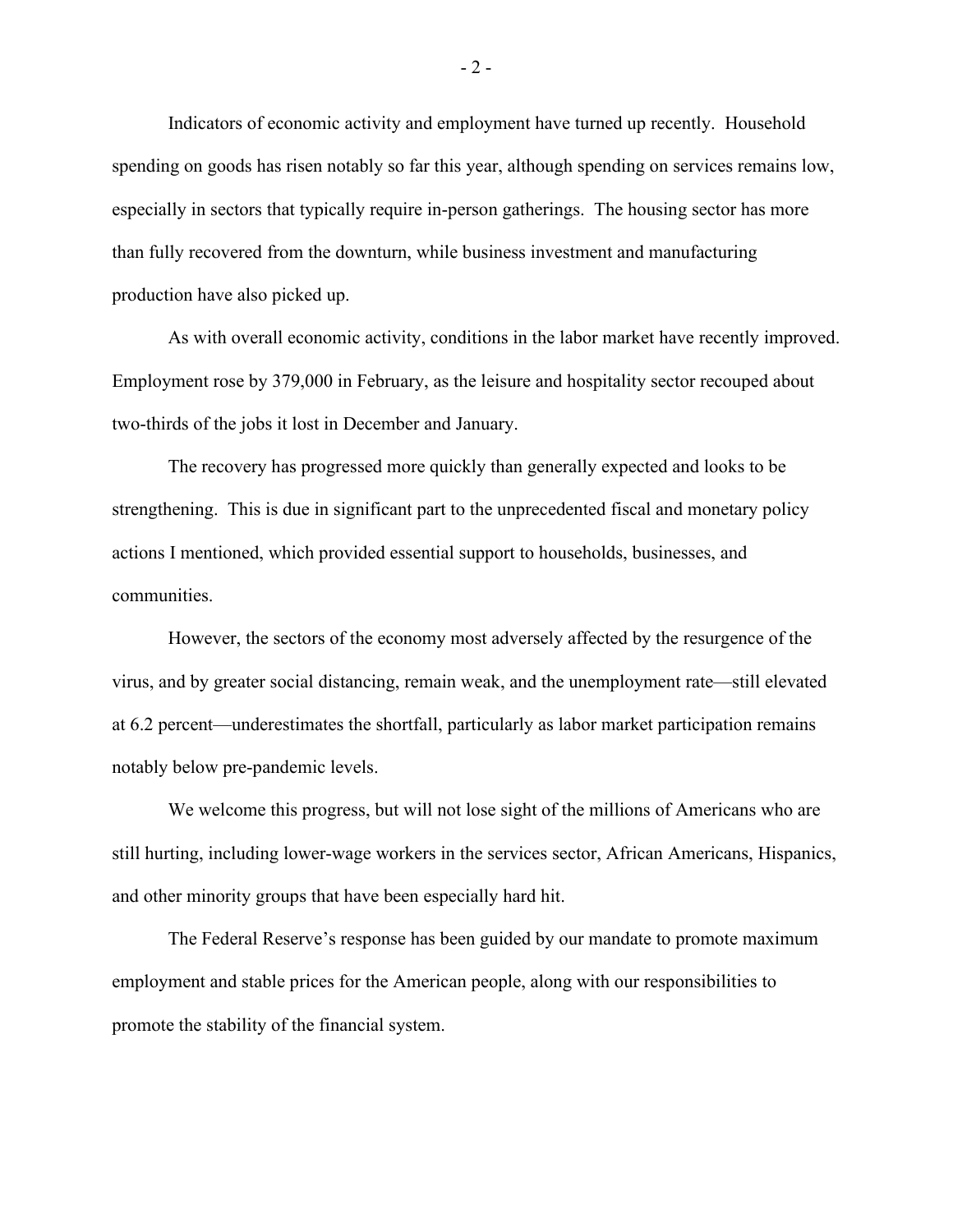Indicators of economic activity and employment have turned up recently. Household spending on goods has risen notably so far this year, although spending on services remains low, especially in sectors that typically require in-person gatherings. The housing sector has more than fully recovered from the downturn, while business investment and manufacturing production have also picked up.

As with overall economic activity, conditions in the labor market have recently improved. Employment rose by 379,000 in February, as the leisure and hospitality sector recouped about two-thirds of the jobs it lost in December and January.

The recovery has progressed more quickly than generally expected and looks to be strengthening. This is due in significant part to the unprecedented fiscal and monetary policy actions I mentioned, which provided essential support to households, businesses, and communities.

However, the sectors of the economy most adversely affected by the resurgence of the virus, and by greater social distancing, remain weak, and the unemployment rate—still elevated at 6.2 percent—underestimates the shortfall, particularly as labor market participation remains notably below pre-pandemic levels.

We welcome this progress, but will not lose sight of the millions of Americans who are still hurting, including lower-wage workers in the services sector, African Americans, Hispanics, and other minority groups that have been especially hard hit.

The Federal Reserve's response has been guided by our mandate to promote maximum employment and stable prices for the American people, along with our responsibilities to promote the stability of the financial system.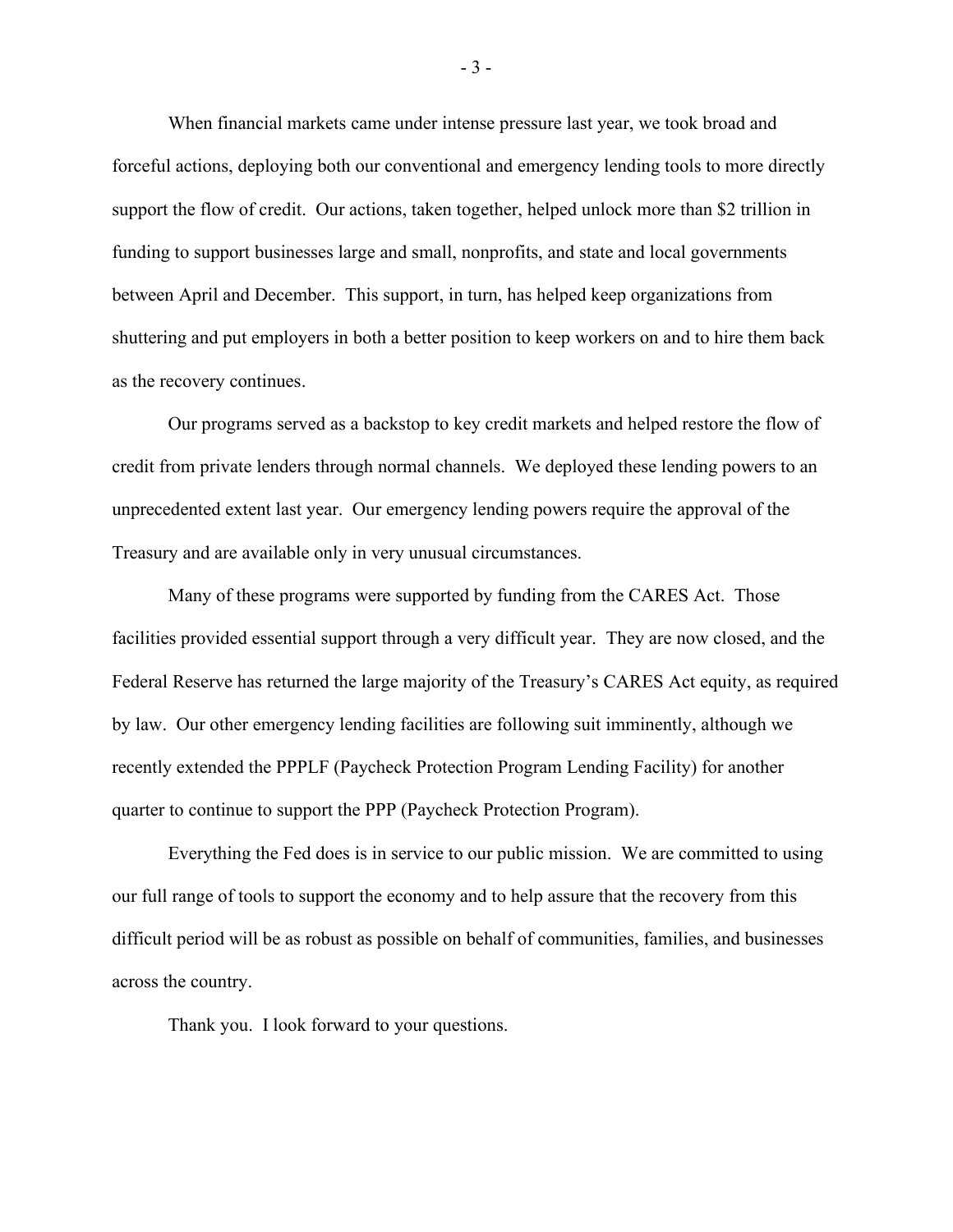When financial markets came under intense pressure last year, we took broad and forceful actions, deploying both our conventional and emergency lending tools to more directly support the flow of credit. Our actions, taken together, helped unlock more than $2 trillion in funding to support businesses large and small, nonprofits, and state and local governments between April and December. This support, in turn, has helped keep organizations from shuttering and put employers in both a better position to keep workers on and to hire them back as the recovery continues.

Our programs served as a backstop to key credit markets and helped restore the flow of credit from private lenders through normal channels. We deployed these lending powers to an unprecedented extent last year. Our emergency lending powers require the approval of the Treasury and are available only in very unusual circumstances.

Many of these programs were supported by funding from the CARES Act. Those facilities provided essential support through a very difficult year. They are now closed, and the Federal Reserve has returned the large majority of the Treasury's CARES Act equity, as required by law. Our other emergency lending facilities are following suit imminently, although we recently extended the PPPLF (Paycheck Protection Program Lending Facility) for another quarter to continue to support the PPP (Paycheck Protection Program).

Everything the Fed does is in service to our public mission. We are committed to using our full range of tools to support the economy and to help assure that the recovery from this difficult period will be as robust as possible on behalf of communities, families, and businesses across the country.

Thank you. I look forward to your questions.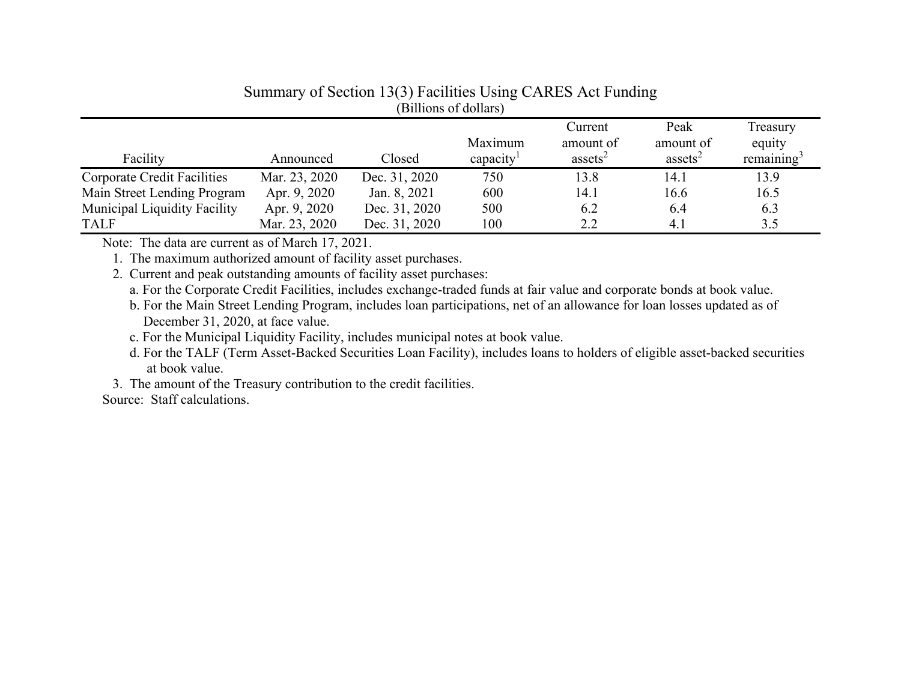## Summary of Section 13(3) Facilities Using CARES Act Funding

(Billions of dollars)

| Facility | Announced | Closed | Maximum capacity[1] | Current amount of assets[2] | Peak amount of assets[2] | Treasury equity remaining[3] |
|---|---|---|---|---|---|---|
| Corporate Credit Facilities | Mar. 23, 2020 | Dec. 31, 2020 | 750 | 13.8 | 14.1 | 13.9 |
| Main Street Lending Program | Apr. 9, 2020 | Jan. 8, 2021 | 600 | 14.1 | 16.6 | 16.5 |
| Municipal Liquidity Facility | Apr. 9, 2020 | Dec. 31, 2020 | 500 | 6.2 | 6.4 | 6.3 |
| TALF | Mar. 23, 2020 | Dec. 31, 2020 | 100 | 2.2 | 4.1 | 3.5 |

Note: The data are current as of March 17, 2021.

1. The maximum authorized amount of facility asset purchases.
2. Current and peak outstanding amounts of facility asset purchases:
   a. For the Corporate Credit Facilities, includes exchange-traded funds at fair value and corporate bonds at book value.
   b. For the Main Street Lending Program, includes loan participations, net of an allowance for loan losses updated as of December 31, 2020, at face value.
   c. For the Municipal Liquidity Facility, includes municipal notes at book value.
   d. For the TALF (Term Asset-Backed Securities Loan Facility), includes loans to holders of eligible asset-backed securities at book value.
3. The amount of the Treasury contribution to the credit facilities.

Source: Staff calculations.